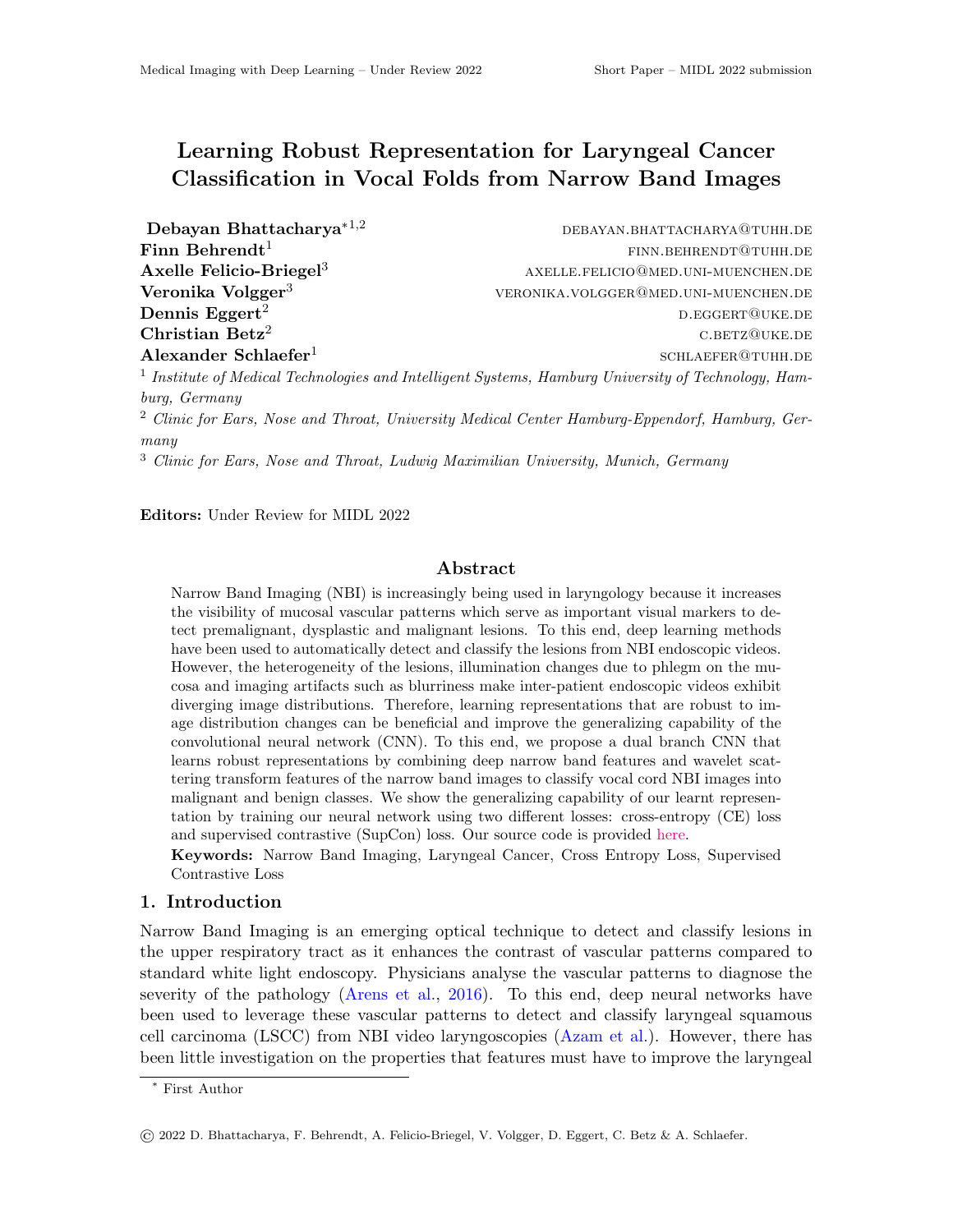# Learning Robust Representation for Laryngeal Cancer Classification in Vocal Folds from Narrow Band Images

**Debayan Bhattacharya**[*1,2] DEBAYAN.BHATTACHARYA@TUHH.DE
**Finn Behrendt**[1] FINN.BEHRENDT@TUHH.DE
**Axelle Felicio-Briegel**[3] AXELLE.FELICIO@MED.UNI-MUENCHEN.DE
**Veronika Volgger**[3] VERONIKA.VOLGGER@MED.UNI-MUENCHEN.DE
**Dennis Eggert**[2] D.EGGERT@UKE.DE
**Christian Betz**[2] C.BETZ@UKE.DE
**Alexander Schlaefer**[1] SCHLAEFER@TUHH.DE

[1] *Institute of Medical Technologies and Intelligent Systems, Hamburg University of Technology, Hamburg, Germany*
[2] *Clinic for Ears, Nose and Throat, University Medical Center Hamburg-Eppendorf, Hamburg, Germany*
[3] *Clinic for Ears, Nose and Throat, Ludwig Maximilian University, Munich, Germany*

**Editors:** Under Review for MIDL 2022

## Abstract

Narrow Band Imaging (NBI) is increasingly being used in laryngology because it increases the visibility of mucosal vascular patterns which serve as important visual markers to detect premalignant, dysplastic and malignant lesions. To this end, deep learning methods have been used to automatically detect and classify the lesions from NBI endoscopic videos. However, the heterogeneity of the lesions, illumination changes due to phlegm on the mucosa and imaging artifacts such as blurriness make inter-patient endoscopic videos exhibit diverging image distributions. Therefore, learning representations that are robust to image distribution changes can be beneficial and improve the generalizing capability of the convolutional neural network (CNN). To this end, we propose a dual branch CNN that learns robust representations by combining deep narrow band features and wavelet scattering transform features of the narrow band images to classify vocal cord NBI images into malignant and benign classes. We show the generalizing capability of our learnt representation by training our neural network using two different losses: cross-entropy (CE) loss and supervised contrastive (SupCon) loss. Our source code is provided here.

**Keywords:** Narrow Band Imaging, Laryngeal Cancer, Cross Entropy Loss, Supervised Contrastive Loss

## 1. Introduction

Narrow Band Imaging is an emerging optical technique to detect and classify lesions in the upper respiratory tract as it enhances the contrast of vascular patterns compared to standard white light endoscopy. Physicians analyse the vascular patterns to diagnose the severity of the pathology (Arens et al., 2016). To this end, deep neural networks have been used to leverage these vascular patterns to detect and classify laryngeal squamous cell carcinoma (LSCC) from NBI video laryngoscopies (Azam et al.). However, there has been little investigation on the properties that features must have to improve the laryngeal

[*] First Author

© 2022 D. Bhattacharya, F. Behrendt, A. Felicio-Briegel, V. Volgger, D. Eggert, C. Betz & A. Schlaefer.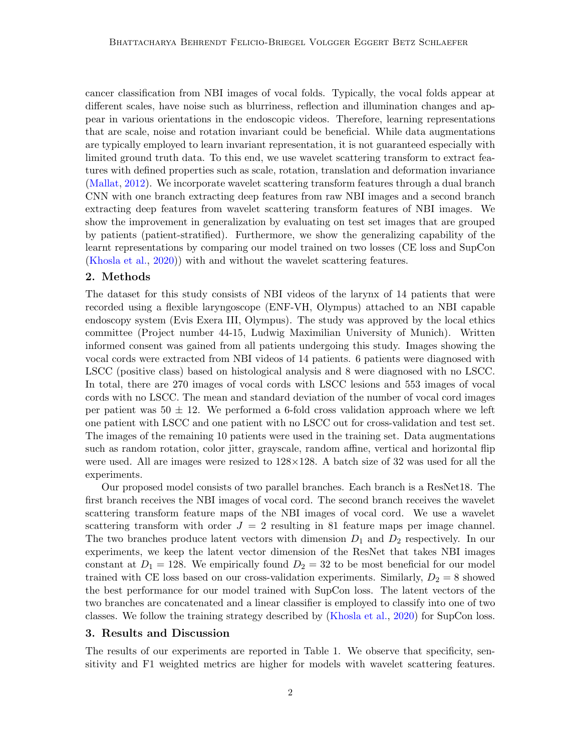cancer classification from NBI images of vocal folds. Typically, the vocal folds appear at different scales, have noise such as blurriness, reflection and illumination changes and appear in various orientations in the endoscopic videos. Therefore, learning representations that are scale, noise and rotation invariant could be beneficial. While data augmentations are typically employed to learn invariant representation, it is not guaranteed especially with limited ground truth data. To this end, we use wavelet scattering transform to extract features with defined properties such as scale, rotation, translation and deformation invariance (Mallat, 2012). We incorporate wavelet scattering transform features through a dual branch CNN with one branch extracting deep features from raw NBI images and a second branch extracting deep features from wavelet scattering transform features of NBI images. We show the improvement in generalization by evaluating on test set images that are grouped by patients (patient-stratified). Furthermore, we show the generalizing capability of the learnt representations by comparing our model trained on two losses (CE loss and SupCon (Khosla et al., 2020)) with and without the wavelet scattering features.

## 2. Methods

The dataset for this study consists of NBI videos of the larynx of 14 patients that were recorded using a flexible laryngoscope (ENF-VH, Olympus) attached to an NBI capable endoscopy system (Evis Exera III, Olympus). The study was approved by the local ethics committee (Project number 44-15, Ludwig Maximilian University of Munich). Written informed consent was gained from all patients undergoing this study. Images showing the vocal cords were extracted from NBI videos of 14 patients. 6 patients were diagnosed with LSCC (positive class) based on histological analysis and 8 were diagnosed with no LSCC. In total, there are 270 images of vocal cords with LSCC lesions and 553 images of vocal cords with no LSCC. The mean and standard deviation of the number of vocal cord images per patient was $50 \pm 12$. We performed a 6-fold cross validation approach where we left one patient with LSCC and one patient with no LSCC out for cross-validation and test set. The images of the remaining 10 patients were used in the training set. Data augmentations such as random rotation, color jitter, grayscale, random affine, vertical and horizontal flip were used. All are images were resized to $128 \times 128$. A batch size of 32 was used for all the experiments.

Our proposed model consists of two parallel branches. Each branch is a ResNet18. The first branch receives the NBI images of vocal cord. The second branch receives the wavelet scattering transform feature maps of the NBI images of vocal cord. We use a wavelet scattering transform with order $J = 2$ resulting in 81 feature maps per image channel. The two branches produce latent vectors with dimension $D_1$ and $D_2$ respectively. In our experiments, we keep the latent vector dimension of the ResNet that takes NBI images constant at $D_1 = 128$. We empirically found $D_2 = 32$ to be most beneficial for our model trained with CE loss based on our cross-validation experiments. Similarly, $D_2 = 8$ showed the best performance for our model trained with SupCon loss. The latent vectors of the two branches are concatenated and a linear classifier is employed to classify into one of two classes. We follow the training strategy described by (Khosla et al., 2020) for SupCon loss.

## 3. Results and Discussion

The results of our experiments are reported in Table 1. We observe that specificity, sensitivity and F1 weighted metrics are higher for models with wavelet scattering features.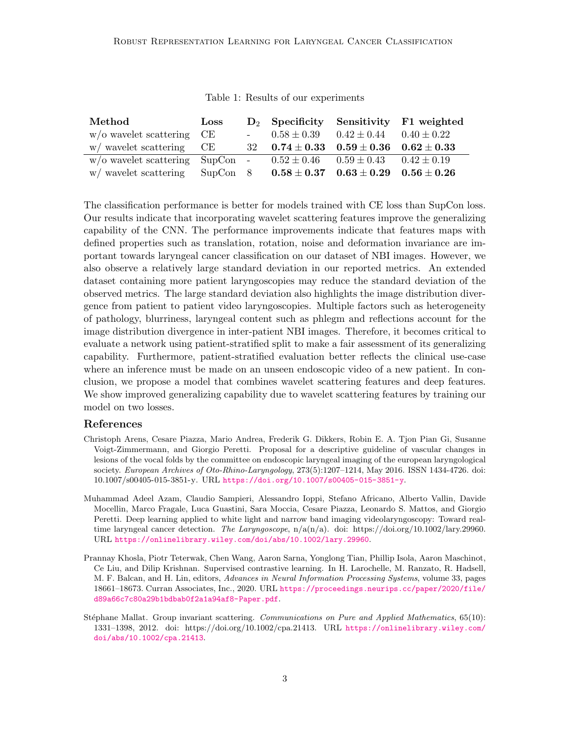Table 1: Results of our experiments

| Method | Loss | $D_2$ | Specificity | Sensitivity | F1 weighted |
|---|---|---|---|---|---|
| w/o wavelet scattering | CE | - | $0.58 \pm 0.39$ | $0.42 \pm 0.44$ | $0.40 \pm 0.22$ |
| w/ wavelet scattering | CE | 32 | $\mathbf{0.74 \pm 0.33}$ | $\mathbf{0.59 \pm 0.36}$ | $\mathbf{0.62 \pm 0.33}$ |
| w/o wavelet scattering | SupCon | - | $0.52 \pm 0.46$ | $0.59 \pm 0.43$ | $0.42 \pm 0.19$ |
| w/ wavelet scattering | SupCon | 8 | $\mathbf{0.58 \pm 0.37}$ | $\mathbf{0.63 \pm 0.29}$ | $\mathbf{0.56 \pm 0.26}$ |

The classification performance is better for models trained with CE loss than SupCon loss. Our results indicate that incorporating wavelet scattering features improve the generalizing capability of the CNN. The performance improvements indicate that features maps with defined properties such as translation, rotation, noise and deformation invariance are important towards laryngeal cancer classification on our dataset of NBI images. However, we also observe a relatively large standard deviation in our reported metrics. An extended dataset containing more patient laryngoscopies may reduce the standard deviation of the observed metrics. The large standard deviation also highlights the image distribution divergence from patient to patient video laryngoscopies. Multiple factors such as heterogeneity of pathology, blurriness, laryngeal content such as phlegm and reflections account for the image distribution divergence in inter-patient NBI images. Therefore, it becomes critical to evaluate a network using patient-stratified split to make a fair assessment of its generalizing capability. Furthermore, patient-stratified evaluation better reflects the clinical use-case where an inference must be made on an unseen endoscopic video of a new patient. In conclusion, we propose a model that combines wavelet scattering features and deep features. We show improved generalizing capability due to wavelet scattering features by training our model on two losses.

## References

Christoph Arens, Cesare Piazza, Mario Andrea, Frederik G. Dikkers, Robin E. A. Tjon Pian Gi, Susanne Voigt-Zimmermann, and Giorgio Peretti. Proposal for a descriptive guideline of vascular changes in lesions of the vocal folds by the committee on endoscopic laryngeal imaging of the european laryngological society. *European Archives of Oto-Rhino-Laryngology*, 273(5):1207–1214, May 2016. ISSN 1434-4726. doi: 10.1007/s00405-015-3851-y. URL https://doi.org/10.1007/s00405-015-3851-y.

Muhammad Adeel Azam, Claudio Sampieri, Alessandro Ioppi, Stefano Africano, Alberto Vallin, Davide Mocellin, Marco Fragale, Luca Guastini, Sara Moccia, Cesare Piazza, Leonardo S. Mattos, and Giorgio Peretti. Deep learning applied to white light and narrow band imaging videolaryngoscopy: Toward real-time laryngeal cancer detection. *The Laryngoscope*, n/a(n/a). doi: https://doi.org/10.1002/lary.29960. URL https://onlinelibrary.wiley.com/doi/abs/10.1002/lary.29960.

Prannay Khosla, Piotr Teterwak, Chen Wang, Aaron Sarna, Yonglong Tian, Phillip Isola, Aaron Maschinot, Ce Liu, and Dilip Krishnan. Supervised contrastive learning. In H. Larochelle, M. Ranzato, R. Hadsell, M. F. Balcan, and H. Lin, editors, *Advances in Neural Information Processing Systems*, volume 33, pages 18661–18673. Curran Associates, Inc., 2020. URL https://proceedings.neurips.cc/paper/2020/file/d89a66c7c80a29b1bdbab0f2a1a94af8-Paper.pdf.

Stéphane Mallat. Group invariant scattering. *Communications on Pure and Applied Mathematics*, 65(10): 1331–1398, 2012. doi: https://doi.org/10.1002/cpa.21413. URL https://onlinelibrary.wiley.com/doi/abs/10.1002/cpa.21413.